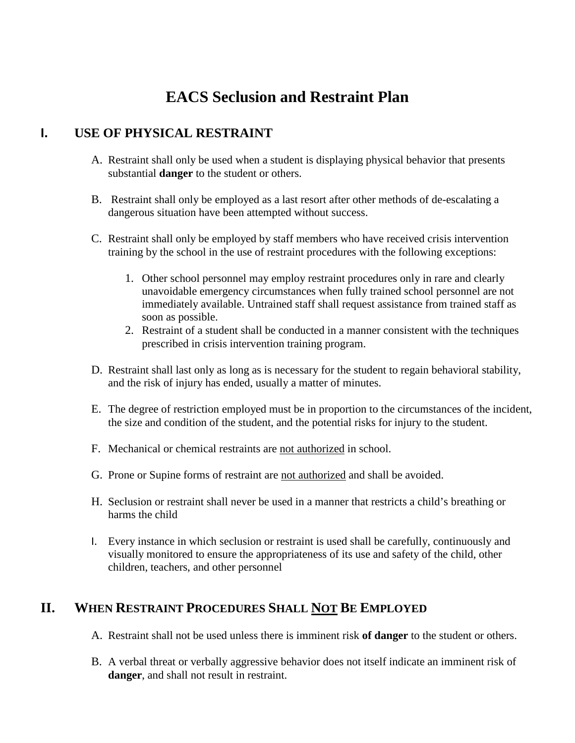# EACS Seclusion and Restraint Plan

## I. USE OF PHYSICAL RESTRAINT

A. Restraint shall only be used when a student is displaying physical behavior that presents substantial **danger** to the student or others.

B. Restraint shall only be employed as a last resort after other methods of de-escalating a dangerous situation have been attempted without success.

C. Restraint shall only be employed by staff members who have received crisis intervention training by the school in the use of restraint procedures with the following exceptions:

1. Other school personnel may employ restraint procedures only in rare and clearly unavoidable emergency circumstances when fully trained school personnel are not immediately available. Untrained staff shall request assistance from trained staff as soon as possible.
2. Restraint of a student shall be conducted in a manner consistent with the techniques prescribed in crisis intervention training program.

D. Restraint shall last only as long as is necessary for the student to regain behavioral stability, and the risk of injury has ended, usually a matter of minutes.

E. The degree of restriction employed must be in proportion to the circumstances of the incident, the size and condition of the student, and the potential risks for injury to the student.

F. Mechanical or chemical restraints are <u>not authorized</u> in school.

G. Prone or Supine forms of restraint are <u>not authorized</u> and shall be avoided.

H. Seclusion or restraint shall never be used in a manner that restricts a child's breathing or harms the child

I. Every instance in which seclusion or restraint is used shall be carefully, continuously and visually monitored to ensure the appropriateness of its use and safety of the child, other children, teachers, and other personnel

## II. WHEN RESTRAINT PROCEDURES SHALL <u>NOT</u> BE EMPLOYED

A. Restraint shall not be used unless there is imminent risk **of danger** to the student or others.

B. A verbal threat or verbally aggressive behavior does not itself indicate an imminent risk of **danger**, and shall not result in restraint.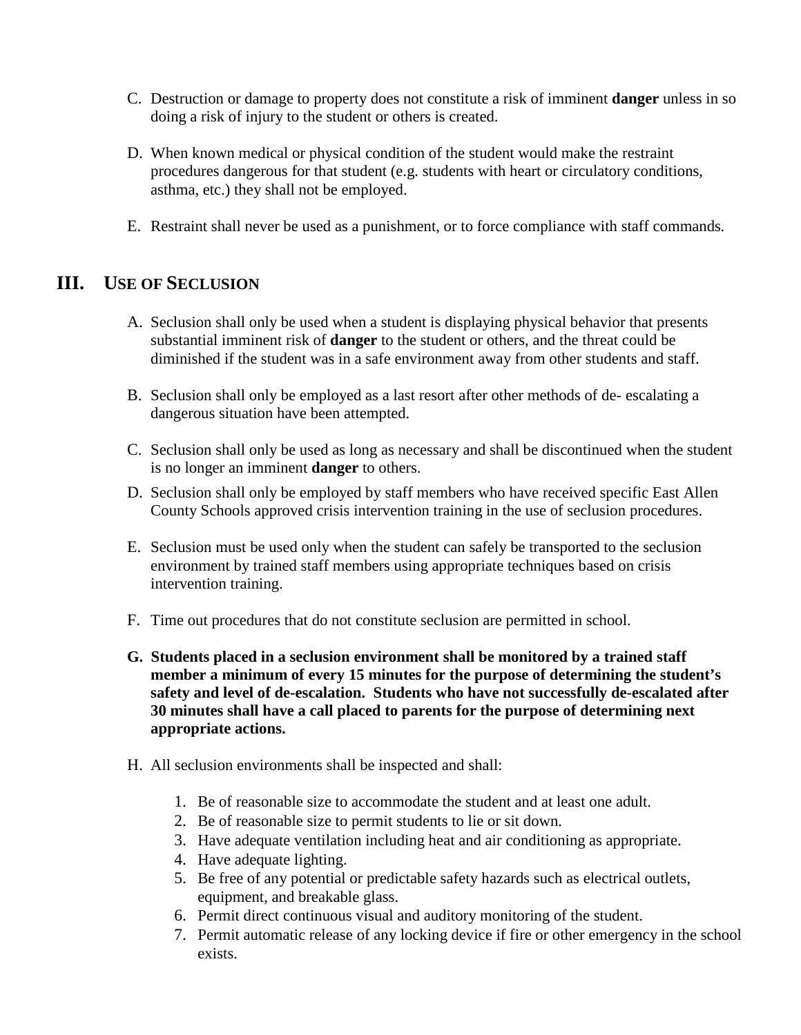C. Destruction or damage to property does not constitute a risk of imminent **danger** unless in so doing a risk of injury to the student or others is created.

D. When known medical or physical condition of the student would make the restraint procedures dangerous for that student (e.g. students with heart or circulatory conditions, asthma, etc.) they shall not be employed.

E. Restraint shall never be used as a punishment, or to force compliance with staff commands.

## III. USE OF SECLUSION

A. Seclusion shall only be used when a student is displaying physical behavior that presents substantial imminent risk of **danger** to the student or others, and the threat could be diminished if the student was in a safe environment away from other students and staff.

B. Seclusion shall only be employed as a last resort after other methods of de- escalating a dangerous situation have been attempted.

C. Seclusion shall only be used as long as necessary and shall be discontinued when the student is no longer an imminent **danger** to others.

D. Seclusion shall only be employed by staff members who have received specific East Allen County Schools approved crisis intervention training in the use of seclusion procedures.

E. Seclusion must be used only when the student can safely be transported to the seclusion environment by trained staff members using appropriate techniques based on crisis intervention training.

F. Time out procedures that do not constitute seclusion are permitted in school.

**G. Students placed in a seclusion environment shall be monitored by a trained staff member a minimum of every 15 minutes for the purpose of determining the student's safety and level of de-escalation. Students who have not successfully de-escalated after 30 minutes shall have a call placed to parents for the purpose of determining next appropriate actions.**

H. All seclusion environments shall be inspected and shall:

1. Be of reasonable size to accommodate the student and at least one adult.
2. Be of reasonable size to permit students to lie or sit down.
3. Have adequate ventilation including heat and air conditioning as appropriate.
4. Have adequate lighting.
5. Be free of any potential or predictable safety hazards such as electrical outlets, equipment, and breakable glass.
6. Permit direct continuous visual and auditory monitoring of the student.
7. Permit automatic release of any locking device if fire or other emergency in the school exists.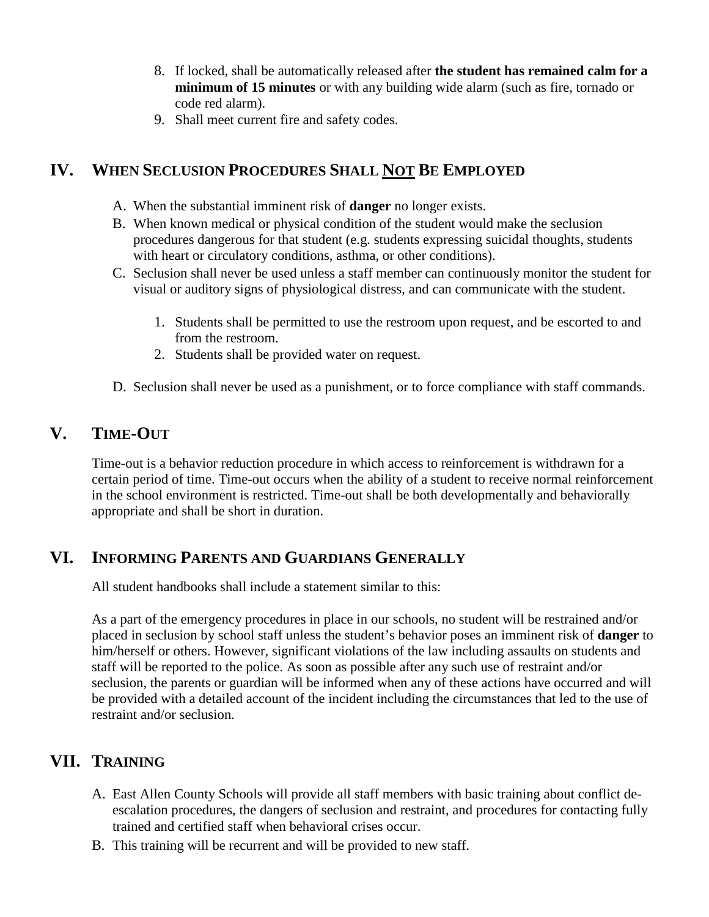8. If locked, shall be automatically released after **the student has remained calm for a minimum of 15 minutes** or with any building wide alarm (such as fire, tornado or code red alarm).
9. Shall meet current fire and safety codes.

## IV. When Seclusion Procedures Shall <u>Not</u> Be Employed

A. When the substantial imminent risk of **danger** no longer exists.

B. When known medical or physical condition of the student would make the seclusion procedures dangerous for that student (e.g. students expressing suicidal thoughts, students with heart or circulatory conditions, asthma, or other conditions).

C. Seclusion shall never be used unless a staff member can continuously monitor the student for visual or auditory signs of physiological distress, and can communicate with the student.

   1. Students shall be permitted to use the restroom upon request, and be escorted to and from the restroom.
   2. Students shall be provided water on request.

D. Seclusion shall never be used as a punishment, or to force compliance with staff commands.

## V. Time-Out

Time-out is a behavior reduction procedure in which access to reinforcement is withdrawn for a certain period of time. Time-out occurs when the ability of a student to receive normal reinforcement in the school environment is restricted. Time-out shall be both developmentally and behaviorally appropriate and shall be short in duration.

## VI. Informing Parents and Guardians Generally

All student handbooks shall include a statement similar to this:

As a part of the emergency procedures in place in our schools, no student will be restrained and/or placed in seclusion by school staff unless the student's behavior poses an imminent risk of **danger** to him/herself or others. However, significant violations of the law including assaults on students and staff will be reported to the police. As soon as possible after any such use of restraint and/or seclusion, the parents or guardian will be informed when any of these actions have occurred and will be provided with a detailed account of the incident including the circumstances that led to the use of restraint and/or seclusion.

## VII. Training

A. East Allen County Schools will provide all staff members with basic training about conflict de-escalation procedures, the dangers of seclusion and restraint, and procedures for contacting fully trained and certified staff when behavioral crises occur.

B. This training will be recurrent and will be provided to new staff.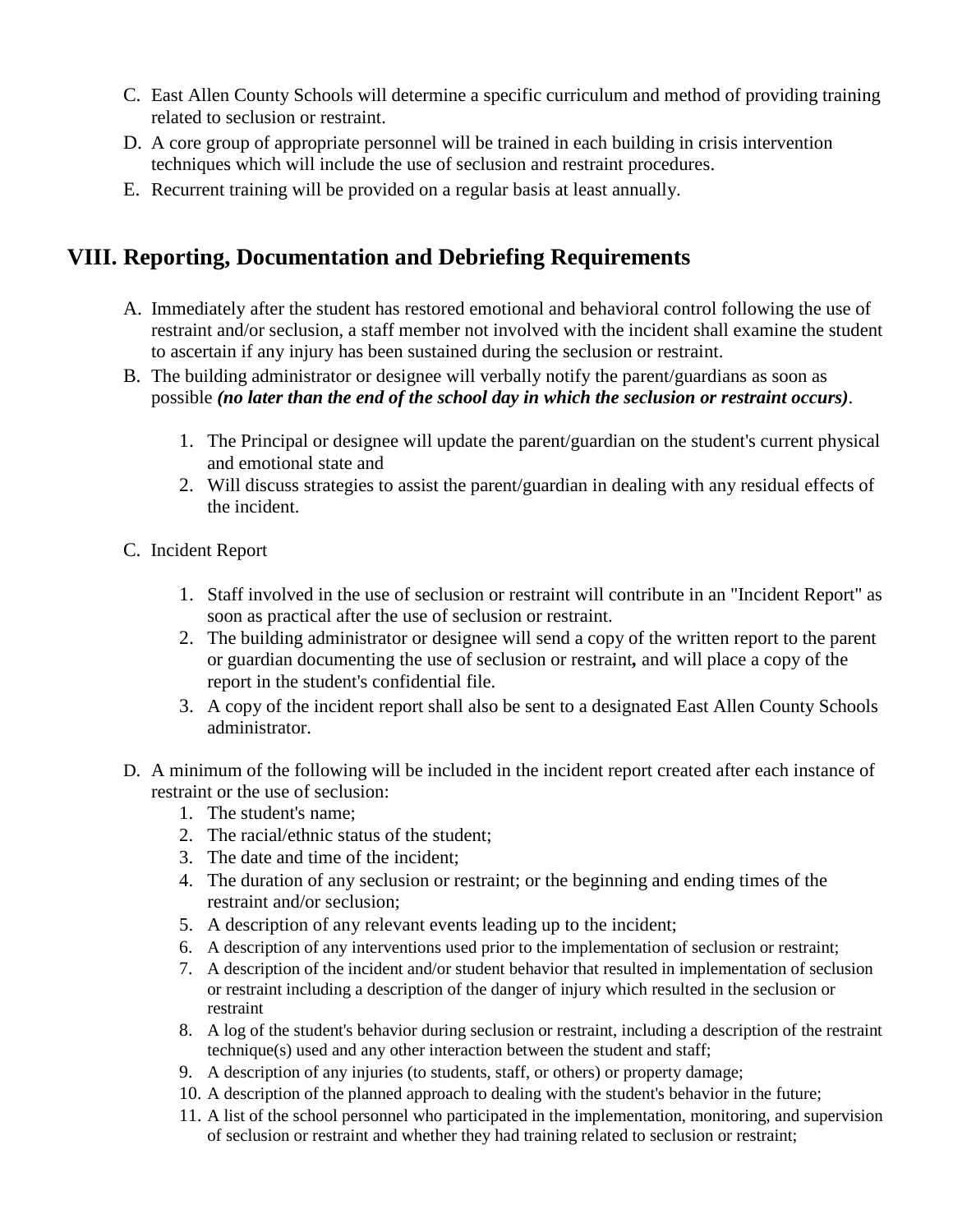C. East Allen County Schools will determine a specific curriculum and method of providing training related to seclusion or restraint.

D. A core group of appropriate personnel will be trained in each building in crisis intervention techniques which will include the use of seclusion and restraint procedures.

E. Recurrent training will be provided on a regular basis at least annually.

## VIII. Reporting, Documentation and Debriefing Requirements

A. Immediately after the student has restored emotional and behavioral control following the use of restraint and/or seclusion, a staff member not involved with the incident shall examine the student to ascertain if any injury has been sustained during the seclusion or restraint.

B. The building administrator or designee will verbally notify the parent/guardians as soon as possible ***(no later than the end of the school day in which the seclusion or restraint occurs)***.

1. The Principal or designee will update the parent/guardian on the student's current physical and emotional state and
2. Will discuss strategies to assist the parent/guardian in dealing with any residual effects of the incident.

C. Incident Report

1. Staff involved in the use of seclusion or restraint will contribute in an "Incident Report" as soon as practical after the use of seclusion or restraint.
2. The building administrator or designee will send a copy of the written report to the parent or guardian documenting the use of seclusion or restraint**,** and will place a copy of the report in the student's confidential file.
3. A copy of the incident report shall also be sent to a designated East Allen County Schools administrator.

D. A minimum of the following will be included in the incident report created after each instance of restraint or the use of seclusion:

1. The student's name;
2. The racial/ethnic status of the student;
3. The date and time of the incident;
4. The duration of any seclusion or restraint; or the beginning and ending times of the restraint and/or seclusion;
5. A description of any relevant events leading up to the incident;
6. A description of any interventions used prior to the implementation of seclusion or restraint;
7. A description of the incident and/or student behavior that resulted in implementation of seclusion or restraint including a description of the danger of injury which resulted in the seclusion or restraint
8. A log of the student's behavior during seclusion or restraint, including a description of the restraint technique(s) used and any other interaction between the student and staff;
9. A description of any injuries (to students, staff, or others) or property damage;
10. A description of the planned approach to dealing with the student's behavior in the future;
11. A list of the school personnel who participated in the implementation, monitoring, and supervision of seclusion or restraint and whether they had training related to seclusion or restraint;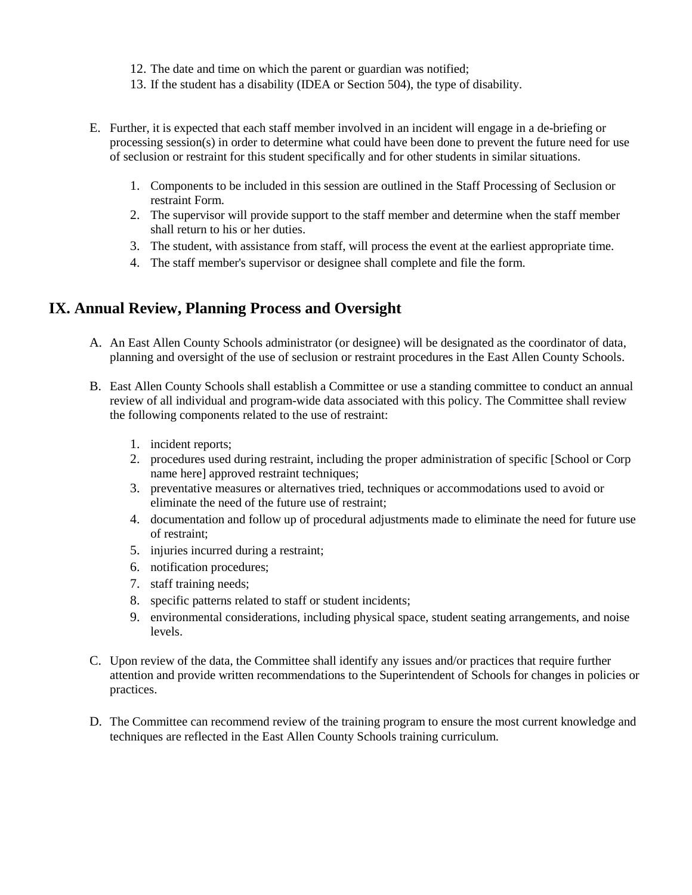12. The date and time on which the parent or guardian was notified;
13. If the student has a disability (IDEA or Section 504), the type of disability.

E. Further, it is expected that each staff member involved in an incident will engage in a de-briefing or processing session(s) in order to determine what could have been done to prevent the future need for use of seclusion or restraint for this student specifically and for other students in similar situations.

   1. Components to be included in this session are outlined in the Staff Processing of Seclusion or restraint Form.
   2. The supervisor will provide support to the staff member and determine when the staff member shall return to his or her duties.
   3. The student, with assistance from staff, will process the event at the earliest appropriate time.
   4. The staff member's supervisor or designee shall complete and file the form.

## IX. Annual Review, Planning Process and Oversight

A. An East Allen County Schools administrator (or designee) will be designated as the coordinator of data, planning and oversight of the use of seclusion or restraint procedures in the East Allen County Schools.

B. East Allen County Schools shall establish a Committee or use a standing committee to conduct an annual review of all individual and program-wide data associated with this policy. The Committee shall review the following components related to the use of restraint:

   1. incident reports;
   2. procedures used during restraint, including the proper administration of specific [School or Corp name here] approved restraint techniques;
   3. preventative measures or alternatives tried, techniques or accommodations used to avoid or eliminate the need of the future use of restraint;
   4. documentation and follow up of procedural adjustments made to eliminate the need for future use of restraint;
   5. injuries incurred during a restraint;
   6. notification procedures;
   7. staff training needs;
   8. specific patterns related to staff or student incidents;
   9. environmental considerations, including physical space, student seating arrangements, and noise levels.

C. Upon review of the data, the Committee shall identify any issues and/or practices that require further attention and provide written recommendations to the Superintendent of Schools for changes in policies or practices.

D. The Committee can recommend review of the training program to ensure the most current knowledge and techniques are reflected in the East Allen County Schools training curriculum.